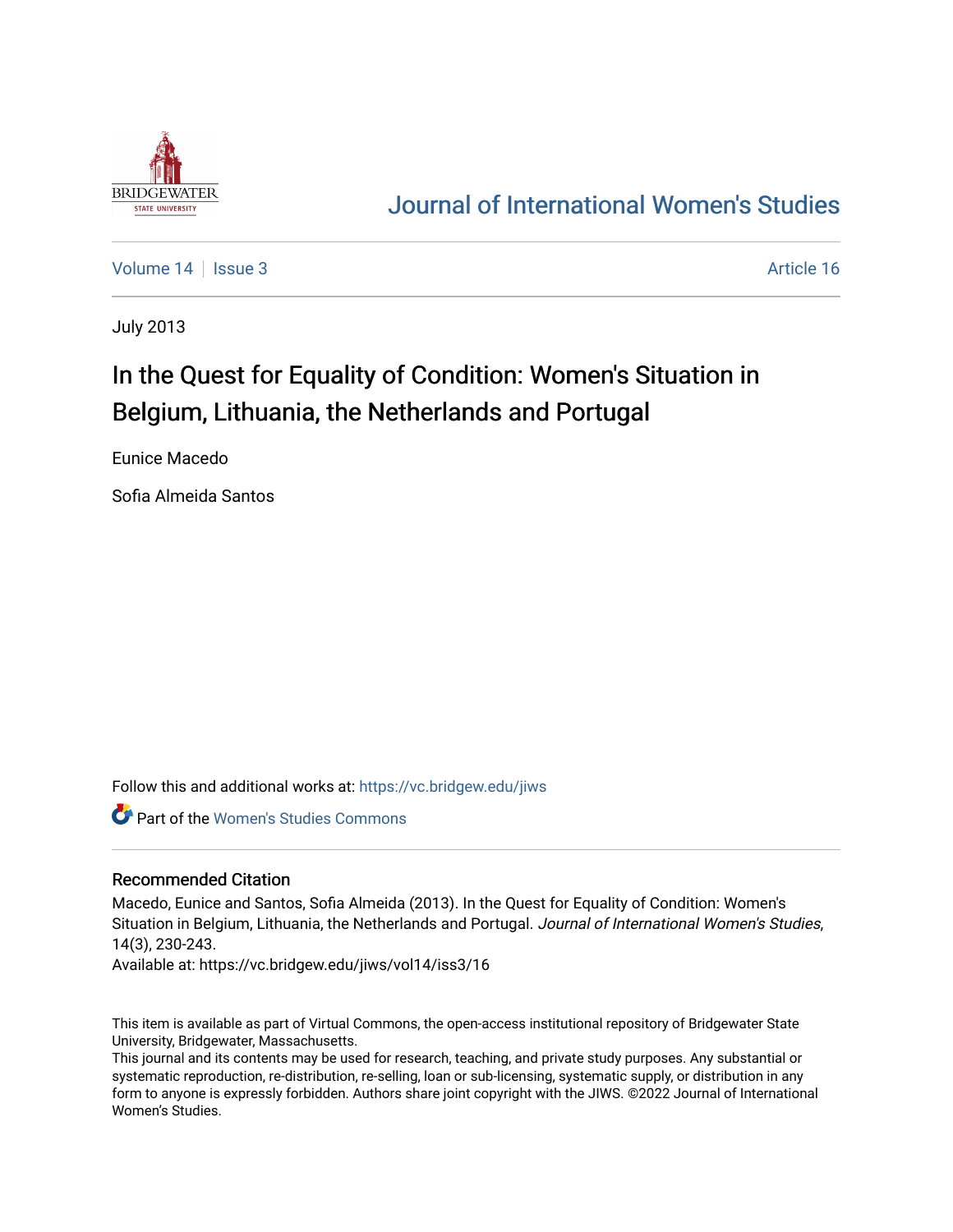# Journal of International Women's Studies

Volume 14 | Issue 3 | Article 16

July 2013

## In the Quest for Equality of Condition: Women's Situation in Belgium, Lithuania, the Netherlands and Portugal

Eunice Macedo

Sofia Almeida Santos

Follow this and additional works at: https://vc.bridgew.edu/jiws

Part of the Women's Studies Commons

### Recommended Citation

Macedo, Eunice and Santos, Sofia Almeida (2013). In the Quest for Equality of Condition: Women's Situation in Belgium, Lithuania, the Netherlands and Portugal. *Journal of International Women's Studies*, 14(3), 230-243.

Available at: https://vc.bridgew.edu/jiws/vol14/iss3/16

This item is available as part of Virtual Commons, the open-access institutional repository of Bridgewater State University, Bridgewater, Massachusetts.

This journal and its contents may be used for research, teaching, and private study purposes. Any substantial or systematic reproduction, re-distribution, re-selling, loan or sub-licensing, systematic supply, or distribution in any form to anyone is expressly forbidden. Authors share joint copyright with the JIWS. ©2022 Journal of International Women's Studies.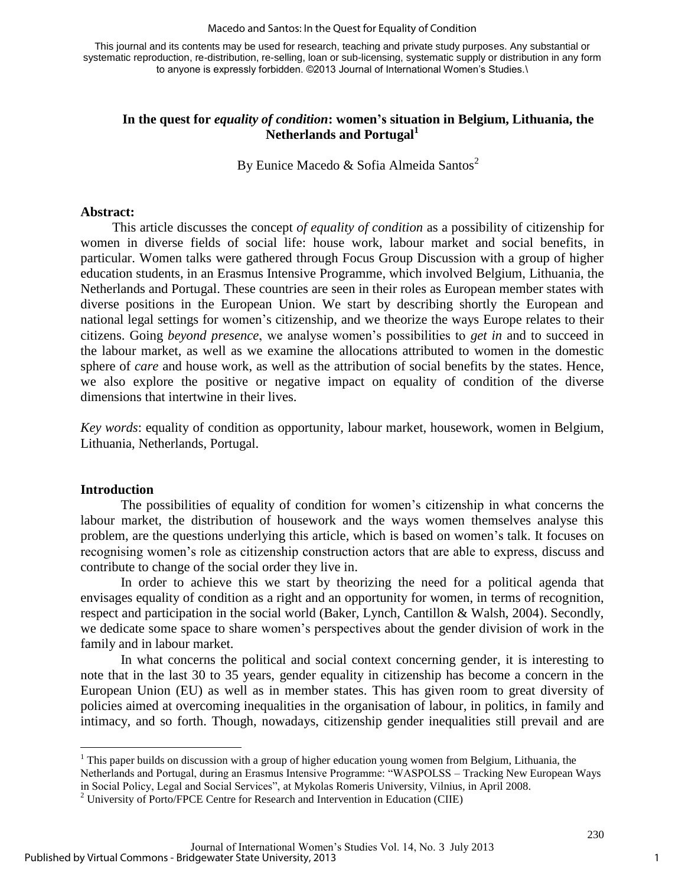# In the quest for *equality of condition*: women's situation in Belgium, Lithuania, the Netherlands and Portugal[1]

By Eunice Macedo & Sofia Almeida Santos[2]

### Abstract:

This article discusses the concept *of equality of condition* as a possibility of citizenship for women in diverse fields of social life: house work, labour market and social benefits, in particular. Women talks were gathered through Focus Group Discussion with a group of higher education students, in an Erasmus Intensive Programme, which involved Belgium, Lithuania, the Netherlands and Portugal. These countries are seen in their roles as European member states with diverse positions in the European Union. We start by describing shortly the European and national legal settings for women's citizenship, and we theorize the ways Europe relates to their citizens. Going *beyond presence*, we analyse women's possibilities to *get in* and to succeed in the labour market, as well as we examine the allocations attributed to women in the domestic sphere of *care* and house work, as well as the attribution of social benefits by the states. Hence, we also explore the positive or negative impact on equality of condition of the diverse dimensions that intertwine in their lives.

*Key words*: equality of condition as opportunity, labour market, housework, women in Belgium, Lithuania, Netherlands, Portugal.

### Introduction

The possibilities of equality of condition for women's citizenship in what concerns the labour market, the distribution of housework and the ways women themselves analyse this problem, are the questions underlying this article, which is based on women's talk. It focuses on recognising women's role as citizenship construction actors that are able to express, discuss and contribute to change of the social order they live in.

In order to achieve this we start by theorizing the need for a political agenda that envisages equality of condition as a right and an opportunity for women, in terms of recognition, respect and participation in the social world (Baker, Lynch, Cantillon & Walsh, 2004). Secondly, we dedicate some space to share women's perspectives about the gender division of work in the family and in labour market.

In what concerns the political and social context concerning gender, it is interesting to note that in the last 30 to 35 years, gender equality in citizenship has become a concern in the European Union (EU) as well as in member states. This has given room to great diversity of policies aimed at overcoming inequalities in the organisation of labour, in politics, in family and intimacy, and so forth. Though, nowadays, citizenship gender inequalities still prevail and are

[1] This paper builds on discussion with a group of higher education young women from Belgium, Lithuania, the Netherlands and Portugal, during an Erasmus Intensive Programme: "WASPOLSS – Tracking New European Ways in Social Policy, Legal and Social Services", at Mykolas Romeris University, Vilnius, in April 2008.

[2] University of Porto/FPCE Centre for Research and Intervention in Education (CIIE)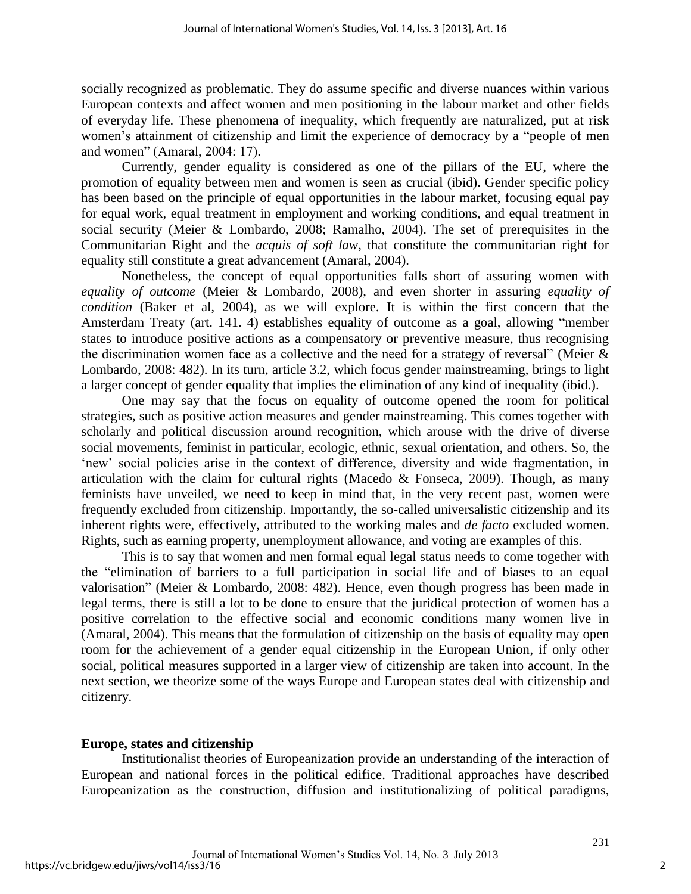socially recognized as problematic. They do assume specific and diverse nuances within various European contexts and affect women and men positioning in the labour market and other fields of everyday life. These phenomena of inequality, which frequently are naturalized, put at risk women's attainment of citizenship and limit the experience of democracy by a "people of men and women" (Amaral, 2004: 17).

Currently, gender equality is considered as one of the pillars of the EU, where the promotion of equality between men and women is seen as crucial (ibid). Gender specific policy has been based on the principle of equal opportunities in the labour market, focusing equal pay for equal work, equal treatment in employment and working conditions, and equal treatment in social security (Meier & Lombardo, 2008; Ramalho, 2004). The set of prerequisites in the Communitarian Right and the *acquis of soft law*, that constitute the communitarian right for equality still constitute a great advancement (Amaral, 2004).

Nonetheless, the concept of equal opportunities falls short of assuring women with *equality of outcome* (Meier & Lombardo, 2008), and even shorter in assuring *equality of condition* (Baker et al, 2004), as we will explore. It is within the first concern that the Amsterdam Treaty (art. 141. 4) establishes equality of outcome as a goal, allowing "member states to introduce positive actions as a compensatory or preventive measure, thus recognising the discrimination women face as a collective and the need for a strategy of reversal" (Meier & Lombardo, 2008: 482). In its turn, article 3.2, which focus gender mainstreaming, brings to light a larger concept of gender equality that implies the elimination of any kind of inequality (ibid.).

One may say that the focus on equality of outcome opened the room for political strategies, such as positive action measures and gender mainstreaming. This comes together with scholarly and political discussion around recognition, which arouse with the drive of diverse social movements, feminist in particular, ecologic, ethnic, sexual orientation, and others. So, the 'new' social policies arise in the context of difference, diversity and wide fragmentation, in articulation with the claim for cultural rights (Macedo & Fonseca, 2009). Though, as many feminists have unveiled, we need to keep in mind that, in the very recent past, women were frequently excluded from citizenship. Importantly, the so-called universalistic citizenship and its inherent rights were, effectively, attributed to the working males and *de facto* excluded women. Rights, such as earning property, unemployment allowance, and voting are examples of this.

This is to say that women and men formal equal legal status needs to come together with the "elimination of barriers to a full participation in social life and of biases to an equal valorisation" (Meier & Lombardo, 2008: 482). Hence, even though progress has been made in legal terms, there is still a lot to be done to ensure that the juridical protection of women has a positive correlation to the effective social and economic conditions many women live in (Amaral, 2004). This means that the formulation of citizenship on the basis of equality may open room for the achievement of a gender equal citizenship in the European Union, if only other social, political measures supported in a larger view of citizenship are taken into account. In the next section, we theorize some of the ways Europe and European states deal with citizenship and citizenry.

## Europe, states and citizenship

Institutionalist theories of Europeanization provide an understanding of the interaction of European and national forces in the political edifice. Traditional approaches have described Europeanization as the construction, diffusion and institutionalizing of political paradigms,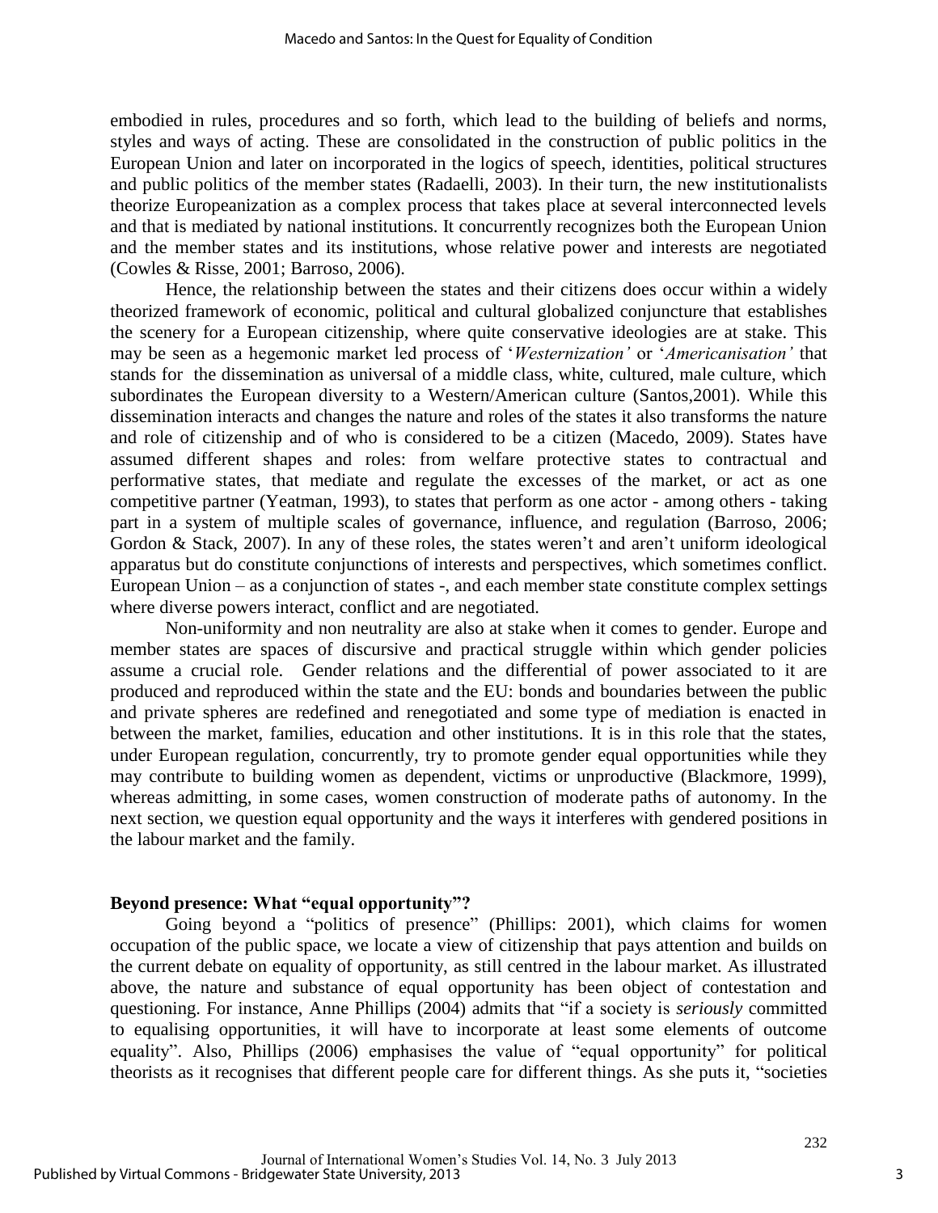embodied in rules, procedures and so forth, which lead to the building of beliefs and norms, styles and ways of acting. These are consolidated in the construction of public politics in the European Union and later on incorporated in the logics of speech, identities, political structures and public politics of the member states (Radaelli, 2003). In their turn, the new institutionalists theorize Europeanization as a complex process that takes place at several interconnected levels and that is mediated by national institutions. It concurrently recognizes both the European Union and the member states and its institutions, whose relative power and interests are negotiated (Cowles & Risse, 2001; Barroso, 2006).

Hence, the relationship between the states and their citizens does occur within a widely theorized framework of economic, political and cultural globalized conjuncture that establishes the scenery for a European citizenship, where quite conservative ideologies are at stake. This may be seen as a hegemonic market led process of '*Westernization'* or '*Americanisation'* that stands for the dissemination as universal of a middle class, white, cultured, male culture, which subordinates the European diversity to a Western/American culture (Santos,2001). While this dissemination interacts and changes the nature and roles of the states it also transforms the nature and role of citizenship and of who is considered to be a citizen (Macedo, 2009). States have assumed different shapes and roles: from welfare protective states to contractual and performative states, that mediate and regulate the excesses of the market, or act as one competitive partner (Yeatman, 1993), to states that perform as one actor - among others - taking part in a system of multiple scales of governance, influence, and regulation (Barroso, 2006; Gordon & Stack, 2007). In any of these roles, the states weren't and aren't uniform ideological apparatus but do constitute conjunctions of interests and perspectives, which sometimes conflict. European Union – as a conjunction of states -, and each member state constitute complex settings where diverse powers interact, conflict and are negotiated.

Non-uniformity and non neutrality are also at stake when it comes to gender. Europe and member states are spaces of discursive and practical struggle within which gender policies assume a crucial role. Gender relations and the differential of power associated to it are produced and reproduced within the state and the EU: bonds and boundaries between the public and private spheres are redefined and renegotiated and some type of mediation is enacted in between the market, families, education and other institutions. It is in this role that the states, under European regulation, concurrently, try to promote gender equal opportunities while they may contribute to building women as dependent, victims or unproductive (Blackmore, 1999), whereas admitting, in some cases, women construction of moderate paths of autonomy. In the next section, we question equal opportunity and the ways it interferes with gendered positions in the labour market and the family.

## Beyond presence: What "equal opportunity"?

Going beyond a "politics of presence" (Phillips: 2001), which claims for women occupation of the public space, we locate a view of citizenship that pays attention and builds on the current debate on equality of opportunity, as still centred in the labour market. As illustrated above, the nature and substance of equal opportunity has been object of contestation and questioning. For instance, Anne Phillips (2004) admits that "if a society is *seriously* committed to equalising opportunities, it will have to incorporate at least some elements of outcome equality". Also, Phillips (2006) emphasises the value of "equal opportunity" for political theorists as it recognises that different people care for different things. As she puts it, "societies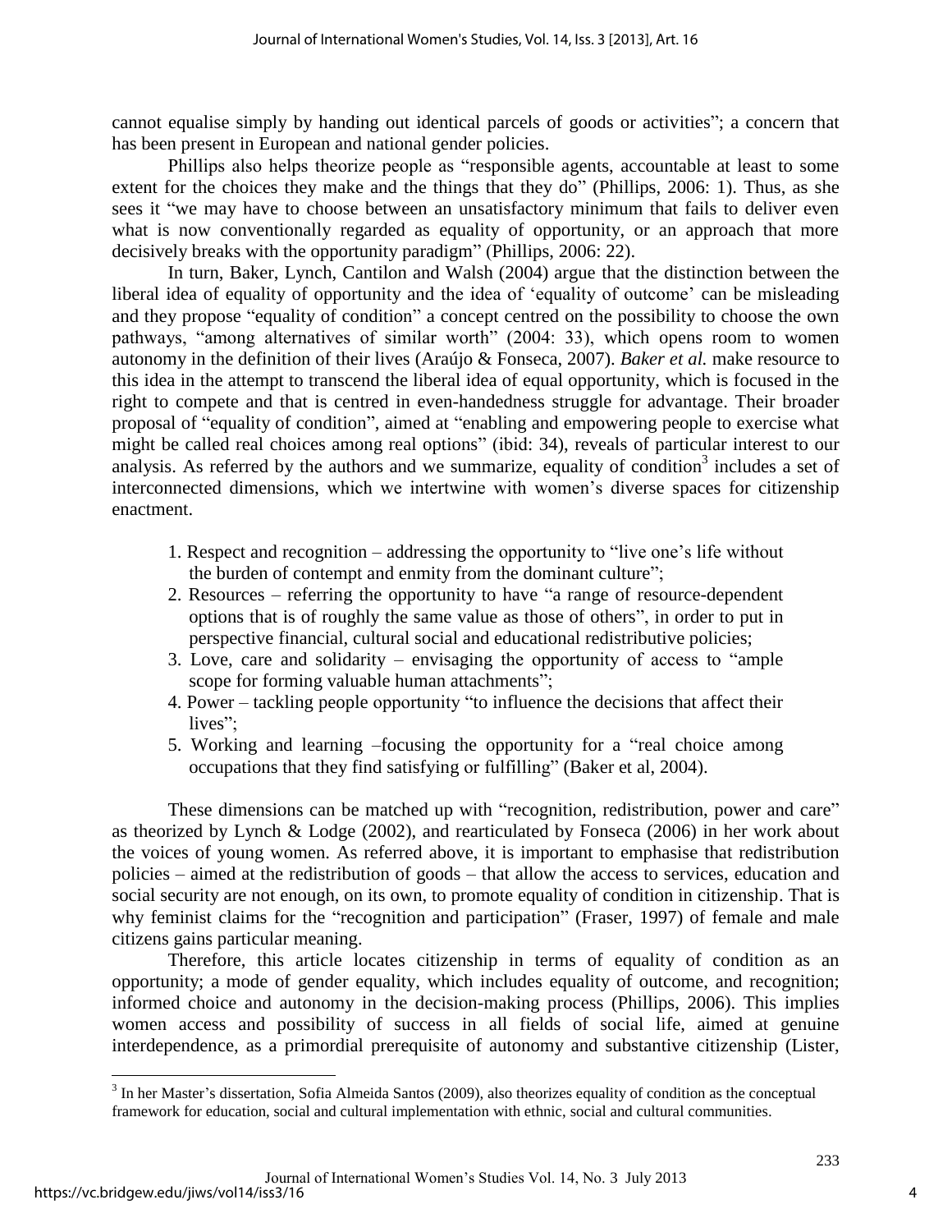cannot equalise simply by handing out identical parcels of goods or activities"; a concern that has been present in European and national gender policies.

Phillips also helps theorize people as "responsible agents, accountable at least to some extent for the choices they make and the things that they do" (Phillips, 2006: 1). Thus, as she sees it "we may have to choose between an unsatisfactory minimum that fails to deliver even what is now conventionally regarded as equality of opportunity, or an approach that more decisively breaks with the opportunity paradigm" (Phillips, 2006: 22).

In turn, Baker, Lynch, Cantilon and Walsh (2004) argue that the distinction between the liberal idea of equality of opportunity and the idea of 'equality of outcome' can be misleading and they propose "equality of condition" a concept centred on the possibility to choose the own pathways, "among alternatives of similar worth" (2004: 33), which opens room to women autonomy in the definition of their lives (Araújo & Fonseca, 2007). *Baker et al.* make resource to this idea in the attempt to transcend the liberal idea of equal opportunity, which is focused in the right to compete and that is centred in even-handedness struggle for advantage. Their broader proposal of "equality of condition", aimed at "enabling and empowering people to exercise what might be called real choices among real options" (ibid: 34), reveals of particular interest to our analysis. As referred by the authors and we summarize, equality of condition[3] includes a set of interconnected dimensions, which we intertwine with women's diverse spaces for citizenship enactment.

1. Respect and recognition – addressing the opportunity to "live one's life without the burden of contempt and enmity from the dominant culture";
2. Resources – referring the opportunity to have "a range of resource-dependent options that is of roughly the same value as those of others", in order to put in perspective financial, cultural social and educational redistributive policies;
3. Love, care and solidarity – envisaging the opportunity of access to "ample scope for forming valuable human attachments";
4. Power – tackling people opportunity "to influence the decisions that affect their lives";
5. Working and learning –focusing the opportunity for a "real choice among occupations that they find satisfying or fulfilling" (Baker et al, 2004).

These dimensions can be matched up with "recognition, redistribution, power and care" as theorized by Lynch & Lodge (2002), and rearticulated by Fonseca (2006) in her work about the voices of young women. As referred above, it is important to emphasise that redistribution policies – aimed at the redistribution of goods – that allow the access to services, education and social security are not enough, on its own, to promote equality of condition in citizenship. That is why feminist claims for the "recognition and participation" (Fraser, 1997) of female and male citizens gains particular meaning.

Therefore, this article locates citizenship in terms of equality of condition as an opportunity; a mode of gender equality, which includes equality of outcome, and recognition; informed choice and autonomy in the decision-making process (Phillips, 2006). This implies women access and possibility of success in all fields of social life, aimed at genuine interdependence, as a primordial prerequisite of autonomy and substantive citizenship (Lister,

---

[3] In her Master's dissertation, Sofia Almeida Santos (2009), also theorizes equality of condition as the conceptual framework for education, social and cultural implementation with ethnic, social and cultural communities.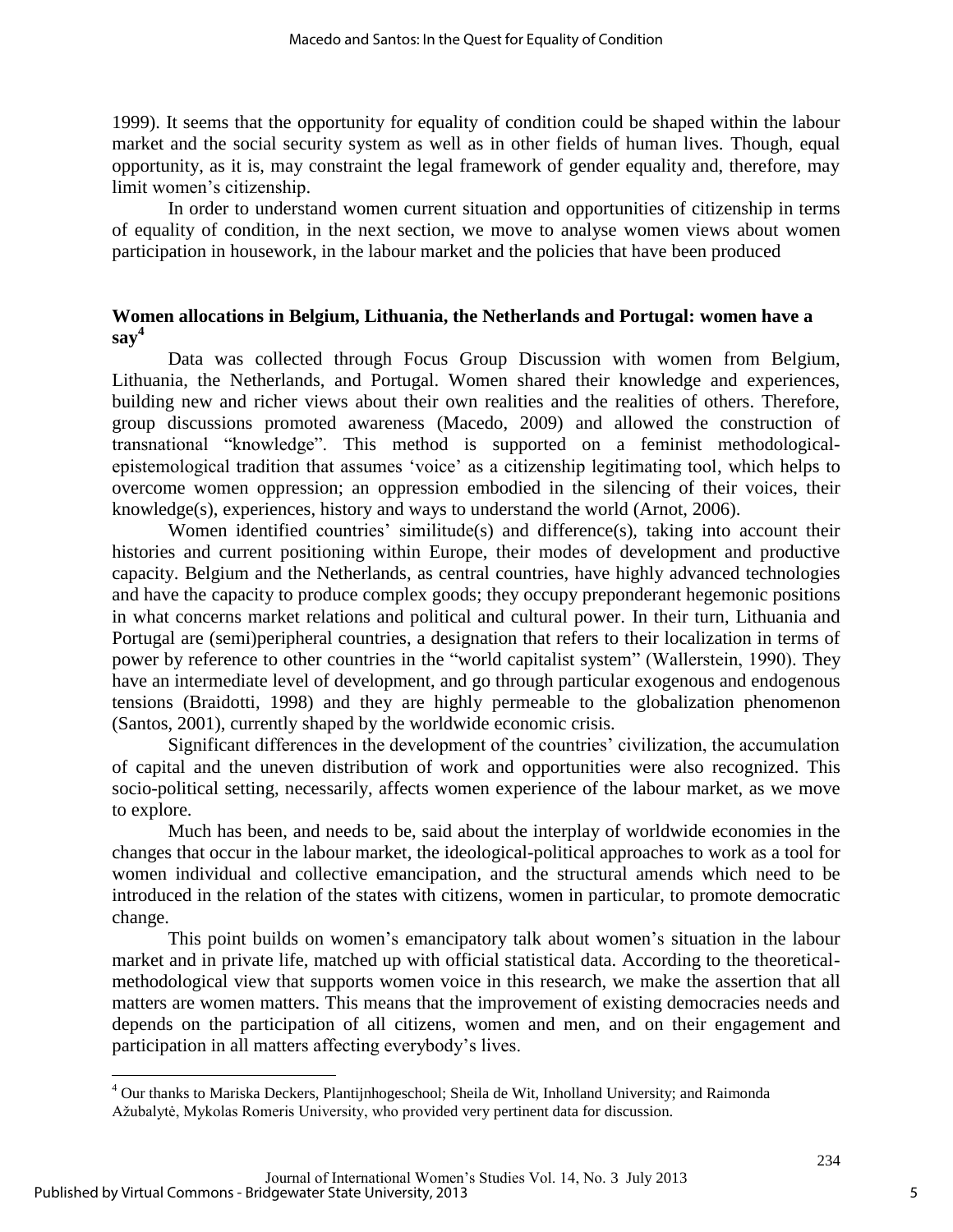1999). It seems that the opportunity for equality of condition could be shaped within the labour market and the social security system as well as in other fields of human lives. Though, equal opportunity, as it is, may constraint the legal framework of gender equality and, therefore, may limit women's citizenship.

In order to understand women current situation and opportunities of citizenship in terms of equality of condition, in the next section, we move to analyse women views about women participation in housework, in the labour market and the policies that have been produced

## Women allocations in Belgium, Lithuania, the Netherlands and Portugal: women have a say[4]

Data was collected through Focus Group Discussion with women from Belgium, Lithuania, the Netherlands, and Portugal. Women shared their knowledge and experiences, building new and richer views about their own realities and the realities of others. Therefore, group discussions promoted awareness (Macedo, 2009) and allowed the construction of transnational "knowledge". This method is supported on a feminist methodological-epistemological tradition that assumes 'voice' as a citizenship legitimating tool, which helps to overcome women oppression; an oppression embodied in the silencing of their voices, their knowledge(s), experiences, history and ways to understand the world (Arnot, 2006).

Women identified countries' similitude(s) and difference(s), taking into account their histories and current positioning within Europe, their modes of development and productive capacity. Belgium and the Netherlands, as central countries, have highly advanced technologies and have the capacity to produce complex goods; they occupy preponderant hegemonic positions in what concerns market relations and political and cultural power. In their turn, Lithuania and Portugal are (semi)peripheral countries, a designation that refers to their localization in terms of power by reference to other countries in the "world capitalist system" (Wallerstein, 1990). They have an intermediate level of development, and go through particular exogenous and endogenous tensions (Braidotti, 1998) and they are highly permeable to the globalization phenomenon (Santos, 2001), currently shaped by the worldwide economic crisis.

Significant differences in the development of the countries' civilization, the accumulation of capital and the uneven distribution of work and opportunities were also recognized. This socio-political setting, necessarily, affects women experience of the labour market, as we move to explore.

Much has been, and needs to be, said about the interplay of worldwide economies in the changes that occur in the labour market, the ideological-political approaches to work as a tool for women individual and collective emancipation, and the structural amends which need to be introduced in the relation of the states with citizens, women in particular, to promote democratic change.

This point builds on women's emancipatory talk about women's situation in the labour market and in private life, matched up with official statistical data. According to the theoretical-methodological view that supports women voice in this research, we make the assertion that all matters are women matters. This means that the improvement of existing democracies needs and depends on the participation of all citizens, women and men, and on their engagement and participation in all matters affecting everybody's lives.

---

[4] Our thanks to Mariska Deckers, Plantijnhogeschool; Sheila de Wit, Inholland University; and Raimonda Ažubalytė, Mykolas Romeris University, who provided very pertinent data for discussion.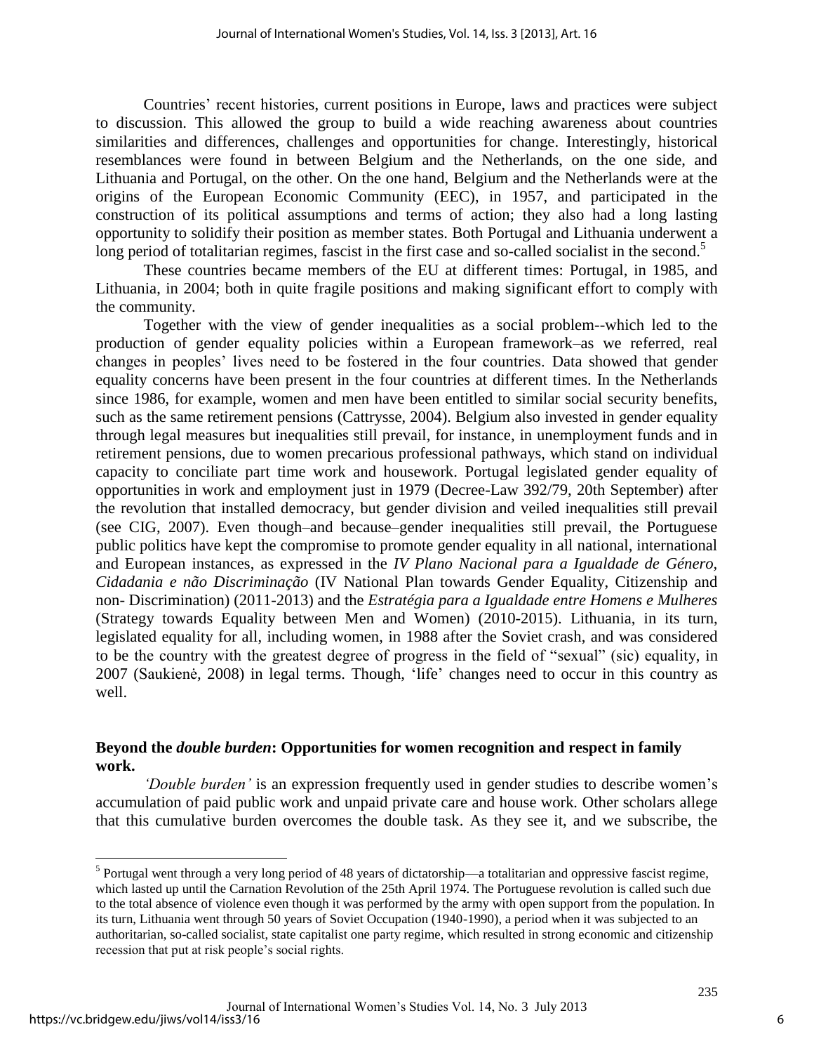Countries' recent histories, current positions in Europe, laws and practices were subject to discussion. This allowed the group to build a wide reaching awareness about countries similarities and differences, challenges and opportunities for change. Interestingly, historical resemblances were found in between Belgium and the Netherlands, on the one side, and Lithuania and Portugal, on the other. On the one hand, Belgium and the Netherlands were at the origins of the European Economic Community (EEC), in 1957, and participated in the construction of its political assumptions and terms of action; they also had a long lasting opportunity to solidify their position as member states. Both Portugal and Lithuania underwent a long period of totalitarian regimes, fascist in the first case and so-called socialist in the second.[5]

These countries became members of the EU at different times: Portugal, in 1985, and Lithuania, in 2004; both in quite fragile positions and making significant effort to comply with the community.

Together with the view of gender inequalities as a social problem--which led to the production of gender equality policies within a European framework–as we referred, real changes in peoples' lives need to be fostered in the four countries. Data showed that gender equality concerns have been present in the four countries at different times. In the Netherlands since 1986, for example, women and men have been entitled to similar social security benefits, such as the same retirement pensions (Cattrysse, 2004). Belgium also invested in gender equality through legal measures but inequalities still prevail, for instance, in unemployment funds and in retirement pensions, due to women precarious professional pathways, which stand on individual capacity to conciliate part time work and housework. Portugal legislated gender equality of opportunities in work and employment just in 1979 (Decree-Law 392/79, 20th September) after the revolution that installed democracy, but gender division and veiled inequalities still prevail (see CIG, 2007). Even though–and because–gender inequalities still prevail, the Portuguese public politics have kept the compromise to promote gender equality in all national, international and European instances, as expressed in the *IV Plano Nacional para a Igualdade de Género, Cidadania e não Discriminação* (IV National Plan towards Gender Equality, Citizenship and non- Discrimination) (2011-2013) and the *Estratégia para a Igualdade entre Homens e Mulheres* (Strategy towards Equality between Men and Women) (2010-2015). Lithuania, in its turn, legislated equality for all, including women, in 1988 after the Soviet crash, and was considered to be the country with the greatest degree of progress in the field of "sexual" (sic) equality, in 2007 (Saukienė, 2008) in legal terms. Though, 'life' changes need to occur in this country as well.

## Beyond the *double burden*: Opportunities for women recognition and respect in family work.

*'Double burden'* is an expression frequently used in gender studies to describe women's accumulation of paid public work and unpaid private care and house work. Other scholars allege that this cumulative burden overcomes the double task. As they see it, and we subscribe, the

---

[5] Portugal went through a very long period of 48 years of dictatorship—a totalitarian and oppressive fascist regime, which lasted up until the Carnation Revolution of the 25th April 1974. The Portuguese revolution is called such due to the total absence of violence even though it was performed by the army with open support from the population. In its turn, Lithuania went through 50 years of Soviet Occupation (1940-1990), a period when it was subjected to an authoritarian, so-called socialist, state capitalist one party regime, which resulted in strong economic and citizenship recession that put at risk people's social rights.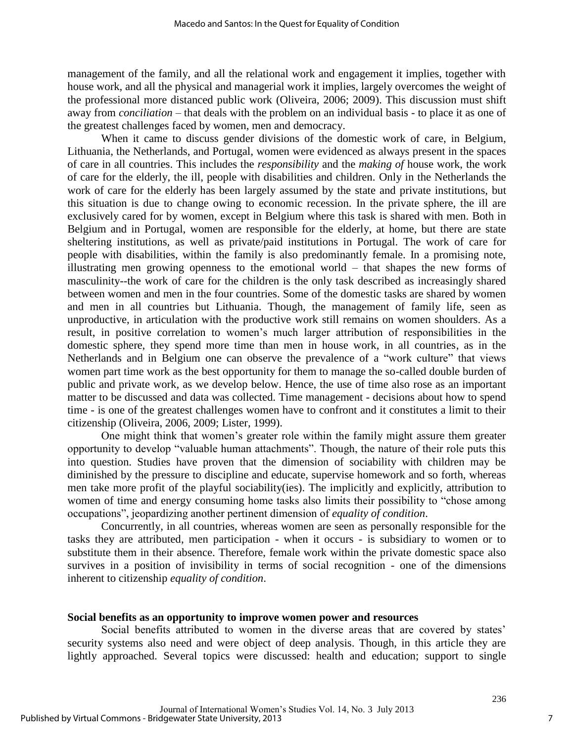management of the family, and all the relational work and engagement it implies, together with house work, and all the physical and managerial work it implies, largely overcomes the weight of the professional more distanced public work (Oliveira, 2006; 2009). This discussion must shift away from *conciliation* – that deals with the problem on an individual basis - to place it as one of the greatest challenges faced by women, men and democracy.

When it came to discuss gender divisions of the domestic work of care, in Belgium, Lithuania, the Netherlands, and Portugal, women were evidenced as always present in the spaces of care in all countries. This includes the *responsibility* and the *making of* house work, the work of care for the elderly, the ill, people with disabilities and children. Only in the Netherlands the work of care for the elderly has been largely assumed by the state and private institutions, but this situation is due to change owing to economic recession. In the private sphere, the ill are exclusively cared for by women, except in Belgium where this task is shared with men. Both in Belgium and in Portugal, women are responsible for the elderly, at home, but there are state sheltering institutions, as well as private/paid institutions in Portugal. The work of care for people with disabilities, within the family is also predominantly female. In a promising note, illustrating men growing openness to the emotional world – that shapes the new forms of masculinity--the work of care for the children is the only task described as increasingly shared between women and men in the four countries. Some of the domestic tasks are shared by women and men in all countries but Lithuania. Though, the management of family life, seen as unproductive, in articulation with the productive work still remains on women shoulders. As a result, in positive correlation to women's much larger attribution of responsibilities in the domestic sphere, they spend more time than men in house work, in all countries, as in the Netherlands and in Belgium one can observe the prevalence of a "work culture" that views women part time work as the best opportunity for them to manage the so-called double burden of public and private work, as we develop below. Hence, the use of time also rose as an important matter to be discussed and data was collected. Time management - decisions about how to spend time - is one of the greatest challenges women have to confront and it constitutes a limit to their citizenship (Oliveira, 2006, 2009; Lister, 1999).

One might think that women's greater role within the family might assure them greater opportunity to develop "valuable human attachments". Though, the nature of their role puts this into question. Studies have proven that the dimension of sociability with children may be diminished by the pressure to discipline and educate, supervise homework and so forth, whereas men take more profit of the playful sociability(ies). The implicitly and explicitly, attribution to women of time and energy consuming home tasks also limits their possibility to "chose among occupations", jeopardizing another pertinent dimension of *equality of condition*.

Concurrently, in all countries, whereas women are seen as personally responsible for the tasks they are attributed, men participation - when it occurs - is subsidiary to women or to substitute them in their absence. Therefore, female work within the private domestic space also survives in a position of invisibility in terms of social recognition - one of the dimensions inherent to citizenship *equality of condition*.

## Social benefits as an opportunity to improve women power and resources

Social benefits attributed to women in the diverse areas that are covered by states' security systems also need and were object of deep analysis. Though, in this article they are lightly approached. Several topics were discussed: health and education; support to single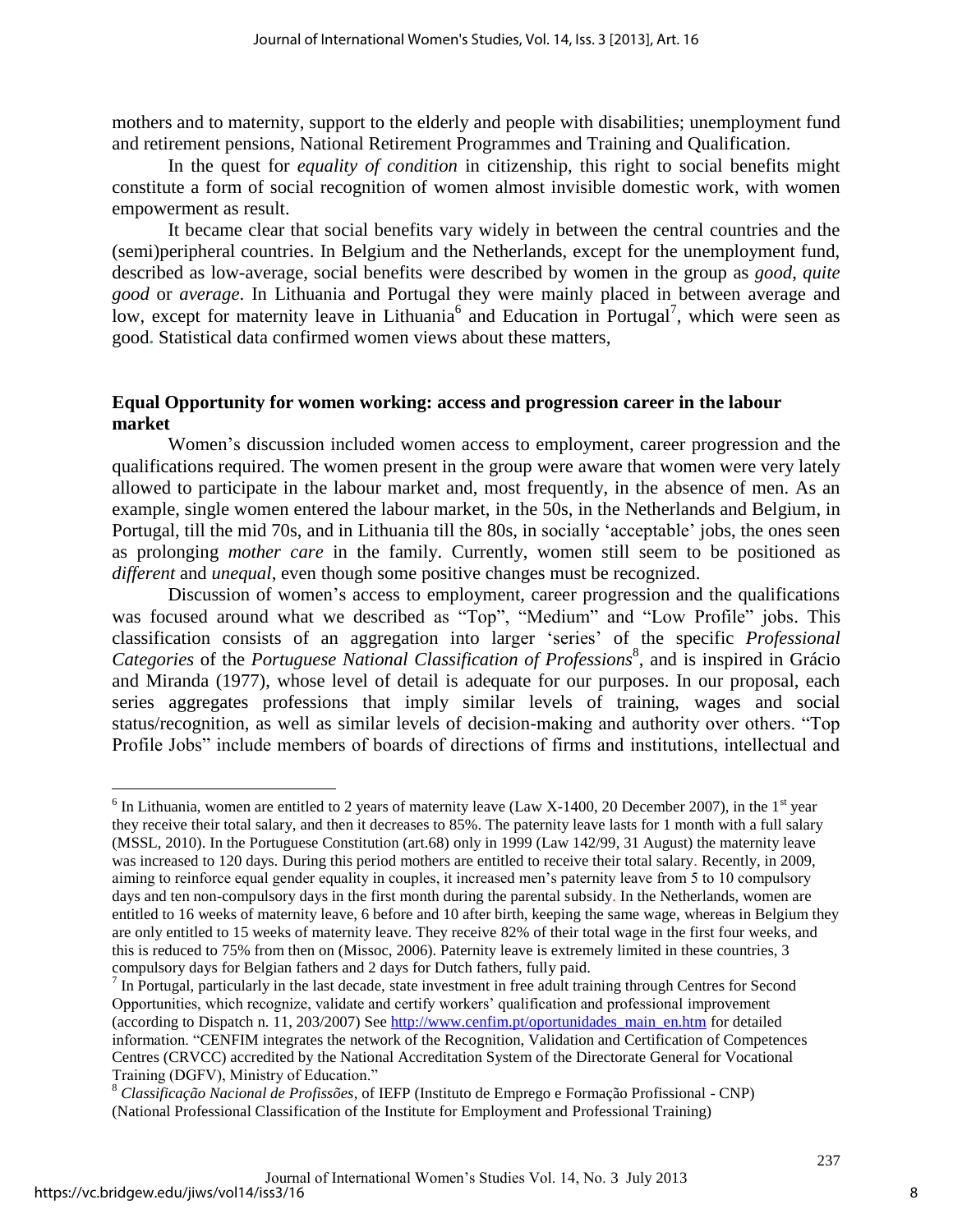mothers and to maternity, support to the elderly and people with disabilities; unemployment fund and retirement pensions, National Retirement Programmes and Training and Qualification.

In the quest for *equality of condition* in citizenship, this right to social benefits might constitute a form of social recognition of women almost invisible domestic work, with women empowerment as result.

It became clear that social benefits vary widely in between the central countries and the (semi)peripheral countries. In Belgium and the Netherlands, except for the unemployment fund, described as low-average, social benefits were described by women in the group as *good*, *quite good* or *average*. In Lithuania and Portugal they were mainly placed in between average and low, except for maternity leave in Lithuania[6] and Education in Portugal[7], which were seen as good. Statistical data confirmed women views about these matters,

## Equal Opportunity for women working: access and progression career in the labour market

Women's discussion included women access to employment, career progression and the qualifications required. The women present in the group were aware that women were very lately allowed to participate in the labour market and, most frequently, in the absence of men. As an example, single women entered the labour market, in the 50s, in the Netherlands and Belgium, in Portugal, till the mid 70s, and in Lithuania till the 80s, in socially 'acceptable' jobs, the ones seen as prolonging *mother care* in the family. Currently, women still seem to be positioned as *different* and *unequal*, even though some positive changes must be recognized.

Discussion of women's access to employment, career progression and the qualifications was focused around what we described as "Top", "Medium" and "Low Profile" jobs. This classification consists of an aggregation into larger 'series' of the specific *Professional Categories* of the *Portuguese National Classification of Professions*[8], and is inspired in Grácio and Miranda (1977), whose level of detail is adequate for our purposes. In our proposal, each series aggregates professions that imply similar levels of training, wages and social status/recognition, as well as similar levels of decision-making and authority over others. "Top Profile Jobs" include members of boards of directions of firms and institutions, intellectual and

---

[6] In Lithuania, women are entitled to 2 years of maternity leave (Law X-1400, 20 December 2007), in the 1st year they receive their total salary, and then it decreases to 85%. The paternity leave lasts for 1 month with a full salary (MSSL, 2010). In the Portuguese Constitution (art.68) only in 1999 (Law 142/99, 31 August) the maternity leave was increased to 120 days. During this period mothers are entitled to receive their total salary. Recently, in 2009, aiming to reinforce equal gender equality in couples, it increased men's paternity leave from 5 to 10 compulsory days and ten non-compulsory days in the first month during the parental subsidy. In the Netherlands, women are entitled to 16 weeks of maternity leave, 6 before and 10 after birth, keeping the same wage, whereas in Belgium they are only entitled to 15 weeks of maternity leave. They receive 82% of their total wage in the first four weeks, and this is reduced to 75% from then on (Missoc, 2006). Paternity leave is extremely limited in these countries, 3 compulsory days for Belgian fathers and 2 days for Dutch fathers, fully paid.

[7] In Portugal, particularly in the last decade, state investment in free adult training through Centres for Second Opportunities, which recognize, validate and certify workers' qualification and professional improvement (according to Dispatch n. 11, 203/2007) See http://www.cenfim.pt/oportunidades_main_en.htm for detailed information. "CENFIM integrates the network of the Recognition, Validation and Certification of Competences Centres (CRVCC) accredited by the National Accreditation System of the Directorate General for Vocational Training (DGFV), Ministry of Education."

[8] *Classificação Nacional de Profissões*, of IEFP (Instituto de Emprego e Formação Profissional - CNP) (National Professional Classification of the Institute for Employment and Professional Training)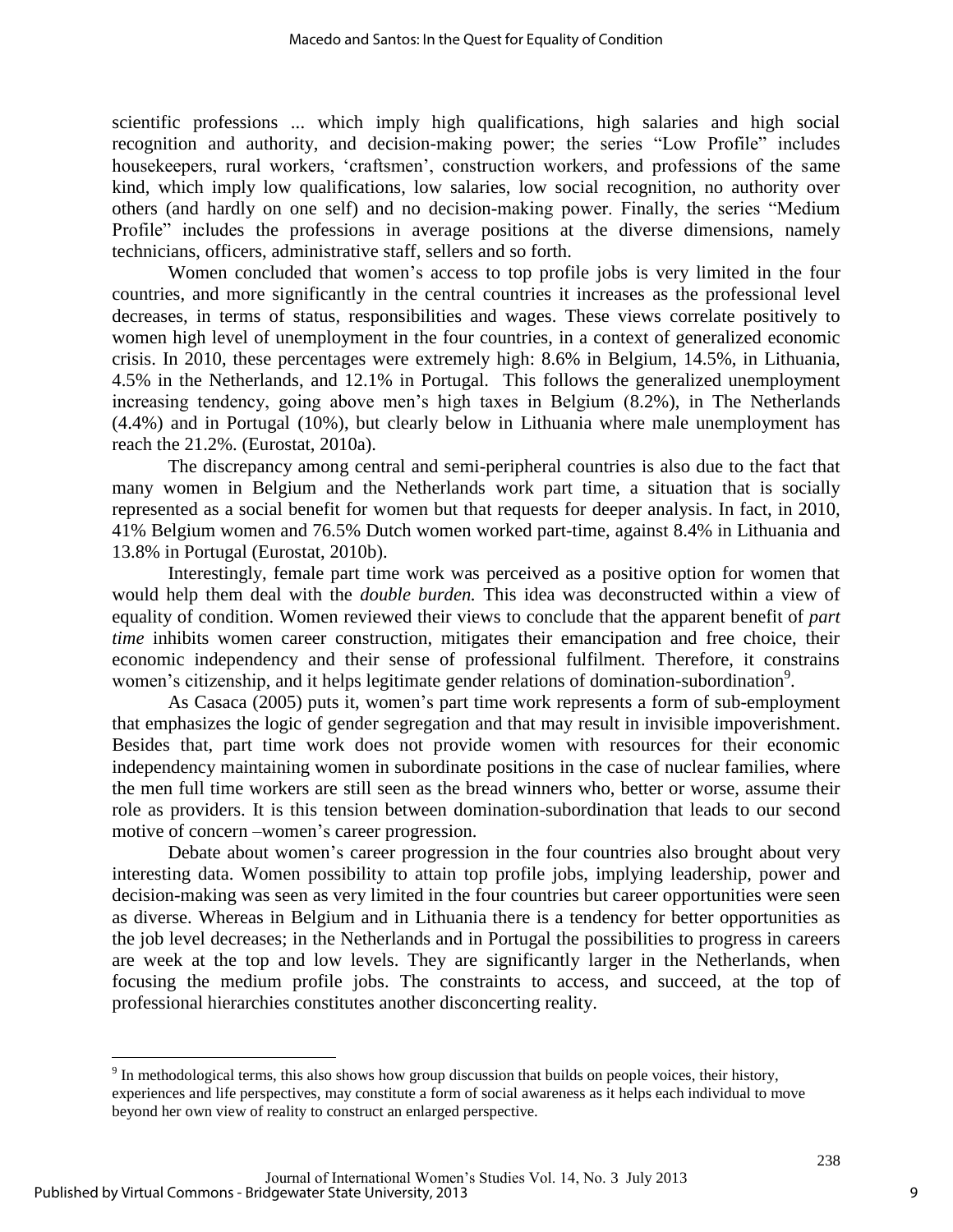scientific professions ... which imply high qualifications, high salaries and high social recognition and authority, and decision-making power; the series "Low Profile" includes housekeepers, rural workers, 'craftsmen', construction workers, and professions of the same kind, which imply low qualifications, low salaries, low social recognition, no authority over others (and hardly on one self) and no decision-making power. Finally, the series "Medium Profile" includes the professions in average positions at the diverse dimensions, namely technicians, officers, administrative staff, sellers and so forth.

Women concluded that women's access to top profile jobs is very limited in the four countries, and more significantly in the central countries it increases as the professional level decreases, in terms of status, responsibilities and wages. These views correlate positively to women high level of unemployment in the four countries, in a context of generalized economic crisis. In 2010, these percentages were extremely high: 8.6% in Belgium, 14.5%, in Lithuania, 4.5% in the Netherlands, and 12.1% in Portugal. This follows the generalized unemployment increasing tendency, going above men's high taxes in Belgium (8.2%), in The Netherlands (4.4%) and in Portugal (10%), but clearly below in Lithuania where male unemployment has reach the 21.2%. (Eurostat, 2010a).

The discrepancy among central and semi-peripheral countries is also due to the fact that many women in Belgium and the Netherlands work part time, a situation that is socially represented as a social benefit for women but that requests for deeper analysis. In fact, in 2010, 41% Belgium women and 76.5% Dutch women worked part-time, against 8.4% in Lithuania and 13.8% in Portugal (Eurostat, 2010b).

Interestingly, female part time work was perceived as a positive option for women that would help them deal with the *double burden.* This idea was deconstructed within a view of equality of condition. Women reviewed their views to conclude that the apparent benefit of *part time* inhibits women career construction, mitigates their emancipation and free choice, their economic independency and their sense of professional fulfilment. Therefore, it constrains women's citizenship, and it helps legitimate gender relations of domination-subordination[9].

As Casaca (2005) puts it, women's part time work represents a form of sub-employment that emphasizes the logic of gender segregation and that may result in invisible impoverishment. Besides that, part time work does not provide women with resources for their economic independency maintaining women in subordinate positions in the case of nuclear families, where the men full time workers are still seen as the bread winners who, better or worse, assume their role as providers. It is this tension between domination-subordination that leads to our second motive of concern –women's career progression.

Debate about women's career progression in the four countries also brought about very interesting data. Women possibility to attain top profile jobs, implying leadership, power and decision-making was seen as very limited in the four countries but career opportunities were seen as diverse. Whereas in Belgium and in Lithuania there is a tendency for better opportunities as the job level decreases; in the Netherlands and in Portugal the possibilities to progress in careers are week at the top and low levels. They are significantly larger in the Netherlands, when focusing the medium profile jobs. The constraints to access, and succeed, at the top of professional hierarchies constitutes another disconcerting reality.

---

[9] In methodological terms, this also shows how group discussion that builds on people voices, their history, experiences and life perspectives, may constitute a form of social awareness as it helps each individual to move beyond her own view of reality to construct an enlarged perspective.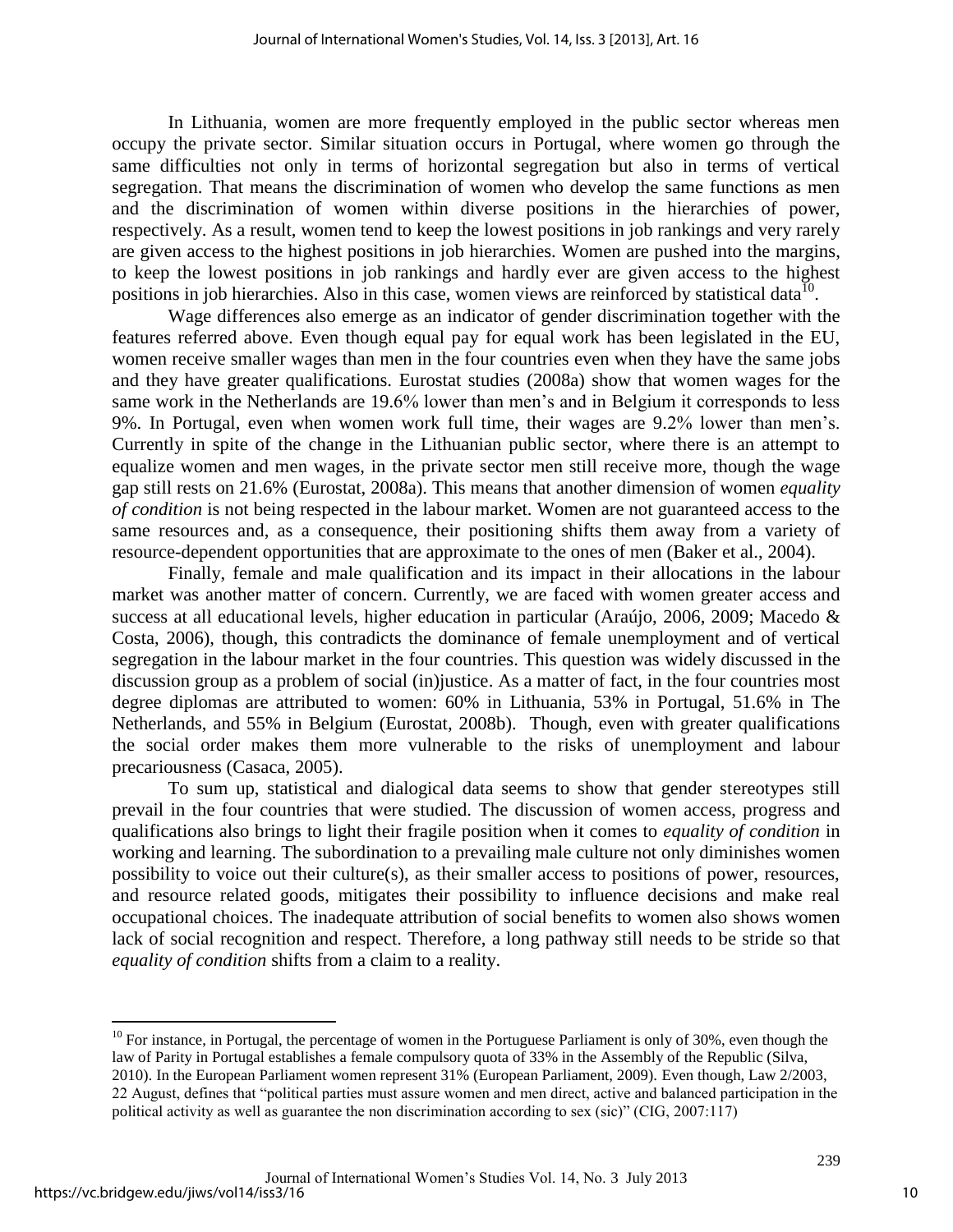In Lithuania, women are more frequently employed in the public sector whereas men occupy the private sector. Similar situation occurs in Portugal, where women go through the same difficulties not only in terms of horizontal segregation but also in terms of vertical segregation. That means the discrimination of women who develop the same functions as men and the discrimination of women within diverse positions in the hierarchies of power, respectively. As a result, women tend to keep the lowest positions in job rankings and very rarely are given access to the highest positions in job hierarchies. Women are pushed into the margins, to keep the lowest positions in job rankings and hardly ever are given access to the highest positions in job hierarchies. Also in this case, women views are reinforced by statistical data[10].

Wage differences also emerge as an indicator of gender discrimination together with the features referred above. Even though equal pay for equal work has been legislated in the EU, women receive smaller wages than men in the four countries even when they have the same jobs and they have greater qualifications. Eurostat studies (2008a) show that women wages for the same work in the Netherlands are 19.6% lower than men's and in Belgium it corresponds to less 9%. In Portugal, even when women work full time, their wages are 9.2% lower than men's. Currently in spite of the change in the Lithuanian public sector, where there is an attempt to equalize women and men wages, in the private sector men still receive more, though the wage gap still rests on 21.6% (Eurostat, 2008a). This means that another dimension of women *equality of condition* is not being respected in the labour market. Women are not guaranteed access to the same resources and, as a consequence, their positioning shifts them away from a variety of resource-dependent opportunities that are approximate to the ones of men (Baker et al., 2004).

Finally, female and male qualification and its impact in their allocations in the labour market was another matter of concern. Currently, we are faced with women greater access and success at all educational levels, higher education in particular (Araújo, 2006, 2009; Macedo & Costa, 2006), though, this contradicts the dominance of female unemployment and of vertical segregation in the labour market in the four countries. This question was widely discussed in the discussion group as a problem of social (in)justice. As a matter of fact, in the four countries most degree diplomas are attributed to women: 60% in Lithuania, 53% in Portugal, 51.6% in The Netherlands, and 55% in Belgium (Eurostat, 2008b). Though, even with greater qualifications the social order makes them more vulnerable to the risks of unemployment and labour precariousness (Casaca, 2005).

To sum up, statistical and dialogical data seems to show that gender stereotypes still prevail in the four countries that were studied. The discussion of women access, progress and qualifications also brings to light their fragile position when it comes to *equality of condition* in working and learning. The subordination to a prevailing male culture not only diminishes women possibility to voice out their culture(s), as their smaller access to positions of power, resources, and resource related goods, mitigates their possibility to influence decisions and make real occupational choices. The inadequate attribution of social benefits to women also shows women lack of social recognition and respect. Therefore, a long pathway still needs to be stride so that *equality of condition* shifts from a claim to a reality.

[10] For instance, in Portugal, the percentage of women in the Portuguese Parliament is only of 30%, even though the law of Parity in Portugal establishes a female compulsory quota of 33% in the Assembly of the Republic (Silva, 2010). In the European Parliament women represent 31% (European Parliament, 2009). Even though, Law 2/2003, 22 August, defines that "political parties must assure women and men direct, active and balanced participation in the political activity as well as guarantee the non discrimination according to sex (sic)" (CIG, 2007:117)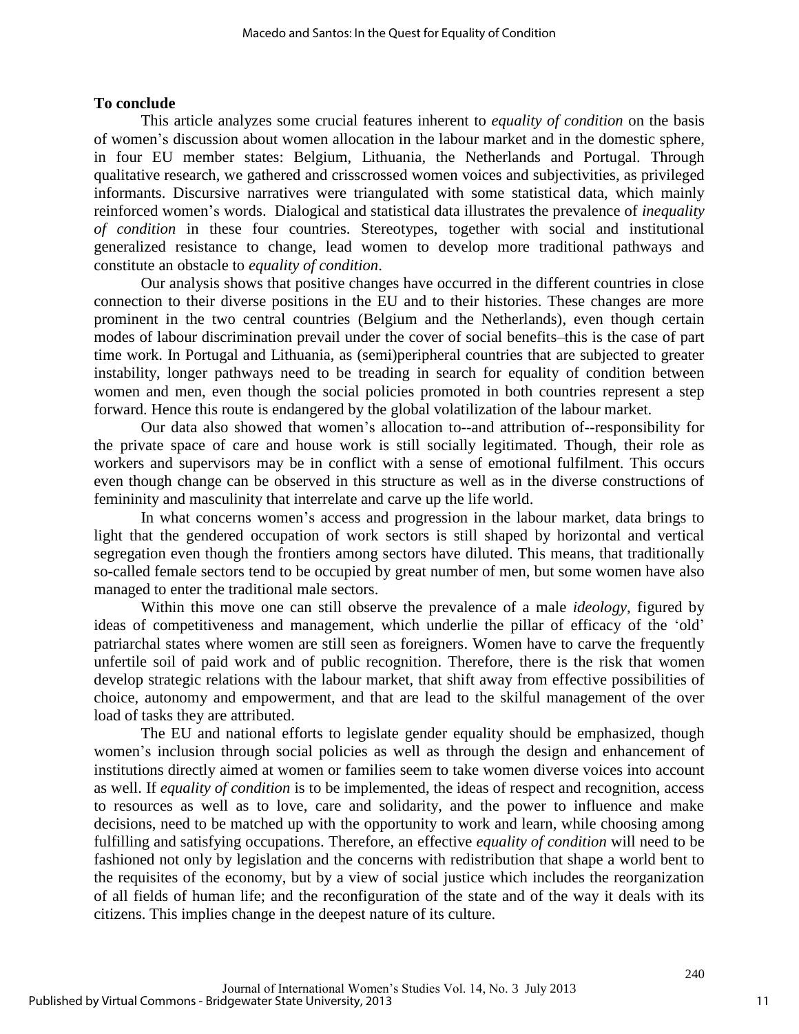## To conclude

This article analyzes some crucial features inherent to *equality of condition* on the basis of women's discussion about women allocation in the labour market and in the domestic sphere, in four EU member states: Belgium, Lithuania, the Netherlands and Portugal. Through qualitative research, we gathered and crisscrossed women voices and subjectivities, as privileged informants. Discursive narratives were triangulated with some statistical data, which mainly reinforced women's words. Dialogical and statistical data illustrates the prevalence of *inequality of condition* in these four countries. Stereotypes, together with social and institutional generalized resistance to change, lead women to develop more traditional pathways and constitute an obstacle to *equality of condition*.

Our analysis shows that positive changes have occurred in the different countries in close connection to their diverse positions in the EU and to their histories. These changes are more prominent in the two central countries (Belgium and the Netherlands), even though certain modes of labour discrimination prevail under the cover of social benefits–this is the case of part time work. In Portugal and Lithuania, as (semi)peripheral countries that are subjected to greater instability, longer pathways need to be treading in search for equality of condition between women and men, even though the social policies promoted in both countries represent a step forward. Hence this route is endangered by the global volatilization of the labour market.

Our data also showed that women's allocation to--and attribution of--responsibility for the private space of care and house work is still socially legitimated. Though, their role as workers and supervisors may be in conflict with a sense of emotional fulfilment. This occurs even though change can be observed in this structure as well as in the diverse constructions of femininity and masculinity that interrelate and carve up the life world.

In what concerns women's access and progression in the labour market, data brings to light that the gendered occupation of work sectors is still shaped by horizontal and vertical segregation even though the frontiers among sectors have diluted. This means, that traditionally so-called female sectors tend to be occupied by great number of men, but some women have also managed to enter the traditional male sectors.

Within this move one can still observe the prevalence of a male *ideology*, figured by ideas of competitiveness and management, which underlie the pillar of efficacy of the 'old' patriarchal states where women are still seen as foreigners. Women have to carve the frequently unfertile soil of paid work and of public recognition. Therefore, there is the risk that women develop strategic relations with the labour market, that shift away from effective possibilities of choice, autonomy and empowerment, and that are lead to the skilful management of the over load of tasks they are attributed.

The EU and national efforts to legislate gender equality should be emphasized, though women's inclusion through social policies as well as through the design and enhancement of institutions directly aimed at women or families seem to take women diverse voices into account as well. If *equality of condition* is to be implemented, the ideas of respect and recognition, access to resources as well as to love, care and solidarity, and the power to influence and make decisions, need to be matched up with the opportunity to work and learn, while choosing among fulfilling and satisfying occupations. Therefore, an effective *equality of condition* will need to be fashioned not only by legislation and the concerns with redistribution that shape a world bent to the requisites of the economy, but by a view of social justice which includes the reorganization of all fields of human life; and the reconfiguration of the state and of the way it deals with its citizens. This implies change in the deepest nature of its culture.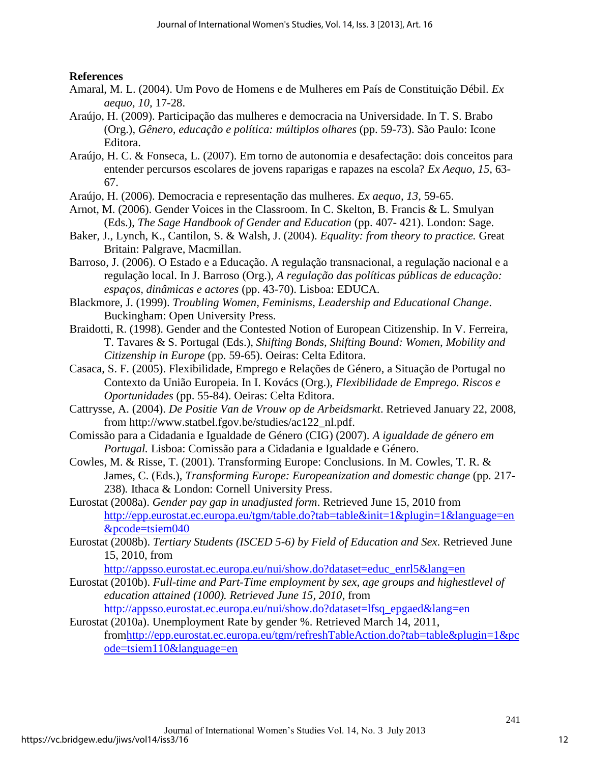**References**

Amaral, M. L. (2004). Um Povo de Homens e de Mulheres em País de Constituição Débil. *Ex aequo, 10*, 17-28.

Araújo, H. (2009). Participação das mulheres e democracia na Universidade. In T. S. Brabo (Org.), *Gênero, educação e política: múltiplos olhares* (pp. 59-73). São Paulo: Icone Editora.

Araújo, H. C. & Fonseca, L. (2007). Em torno de autonomia e desafectação: dois conceitos para entender percursos escolares de jovens raparigas e rapazes na escola? *Ex Aequo, 15*, 63-67.

Araújo, H. (2006). Democracia e representação das mulheres. *Ex aequo, 13*, 59-65.

Arnot, M. (2006). Gender Voices in the Classroom. In C. Skelton, B. Francis & L. Smulyan (Eds.), *The Sage Handbook of Gender and Education* (pp. 407- 421). London: Sage.

Baker, J., Lynch, K., Cantilon, S. & Walsh, J. (2004). *Equality: from theory to practice.* Great Britain: Palgrave, Macmillan.

Barroso, J. (2006). O Estado e a Educação. A regulação transnacional, a regulação nacional e a regulação local. In J. Barroso (Org.), *A regulação das políticas públicas de educação: espaços, dinâmicas e actores* (pp. 43-70). Lisboa: EDUCA.

Blackmore, J. (1999). *Troubling Women, Feminisms, Leadership and Educational Change*. Buckingham: Open University Press.

Braidotti, R. (1998). Gender and the Contested Notion of European Citizenship. In V. Ferreira, T. Tavares & S. Portugal (Eds.), *Shifting Bonds, Shifting Bound: Women, Mobility and Citizenship in Europe* (pp. 59-65). Oeiras: Celta Editora.

Casaca, S. F. (2005). Flexibilidade, Emprego e Relações de Género, a Situação de Portugal no Contexto da União Europeia. In I. Kovács (Org.), *Flexibilidade de Emprego. Riscos e Oportunidades* (pp. 55-84). Oeiras: Celta Editora.

Cattrysse, A. (2004). *De Positie Van de Vrouw op de Arbeidsmarkt*. Retrieved January 22, 2008, from http://www.statbel.fgov.be/studies/ac122_nl.pdf.

Comissão para a Cidadania e Igualdade de Género (CIG) (2007). *A igualdade de género em Portugal.* Lisboa: Comissão para a Cidadania e Igualdade e Género.

Cowles, M. & Risse, T. (2001). Transforming Europe: Conclusions. In M. Cowles, T. R. & James, C. (Eds.), *Transforming Europe: Europeanization and domestic change* (pp. 217-238). Ithaca & London: Cornell University Press.

Eurostat (2008a). *Gender pay gap in unadjusted form*. Retrieved June 15, 2010 from http://epp.eurostat.ec.europa.eu/tgm/table.do?tab=table&init=1&plugin=1&language=en&pcode=tsiem040

Eurostat (2008b). *Tertiary Students (ISCED 5-6) by Field of Education and Sex*. Retrieved June 15, 2010, from http://appsso.eurostat.ec.europa.eu/nui/show.do?dataset=educ_enrl5&lang=en

Eurostat (2010b). *Full-time and Part-Time employment by sex, age groups and highestlevel of education attained (1000). Retrieved June 15, 2010*, from http://appsso.eurostat.ec.europa.eu/nui/show.do?dataset=lfsq_epgaed&lang=en

Eurostat (2010a). Unemployment Rate by gender %. Retrieved March 14, 2011, fromhttp://epp.eurostat.ec.europa.eu/tgm/refreshTableAction.do?tab=table&plugin=1&pcode=tsiem110&language=en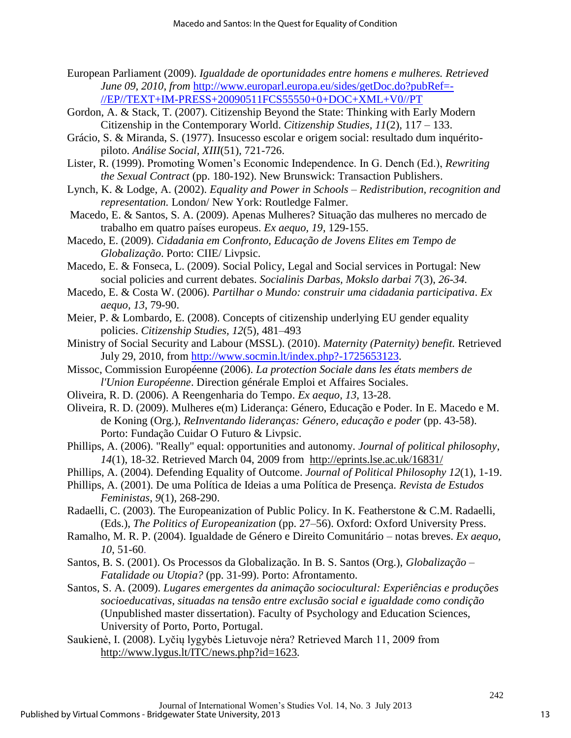European Parliament (2009). *Igualdade de oportunidades entre homens e mulheres. Retrieved June 09, 2010, from* http://www.europarl.europa.eu/sides/getDoc.do?pubRef=-//EP//TEXT+IM-PRESS+20090511FCS55550+0+DOC+XML+V0//PT

Gordon, A. & Stack, T. (2007). Citizenship Beyond the State: Thinking with Early Modern Citizenship in the Contemporary World. *Citizenship Studies*, *11*(2), 117 – 133.

Grácio, S. & Miranda, S. (1977). Insucesso escolar e origem social: resultado dum inquérito-piloto. *Análise Social, XIII*(51), 721-726.

Lister, R. (1999). Promoting Women's Economic Independence. In G. Dench (Ed.), *Rewriting the Sexual Contract* (pp. 180-192). New Brunswick: Transaction Publishers.

Lynch, K. & Lodge, A. (2002). *Equality and Power in Schools – Redistribution, recognition and representation.* London/ New York: Routledge Falmer.

Macedo, E. & Santos, S. A. (2009). Apenas Mulheres? Situação das mulheres no mercado de trabalho em quatro países europeus. *Ex aequo, 19*, 129-155.

Macedo, E. (2009). *Cidadania em Confronto, Educação de Jovens Elites em Tempo de Globalização*. Porto: CIIE/ Livpsic.

Macedo, E. & Fonseca, L. (2009). Social Policy, Legal and Social services in Portugal: New social policies and current debates. *Socialinis Darbas, Mokslo darbai 7*(3)*, 26-34.*

Macedo, E. & Costa W. (2006). *Partilhar o Mundo: construir uma cidadania participativa*. *Ex aequo, 13*, 79-90.

Meier, P. & Lombardo, E. (2008). Concepts of citizenship underlying EU gender equality policies. *Citizenship Studies, 12*(5), 481–493

Ministry of Social Security and Labour (MSSL). (2010). *Maternity (Paternity) benefit.* Retrieved July 29, 2010, from http://www.socmin.lt/index.php?-1725653123.

Missoc, Commission Européenne (2006). *La protection Sociale dans les états members de l'Union Européenne*. Direction générale Emploi et Affaires Sociales.

Oliveira, R. D. (2006). A Reengenharia do Tempo. *Ex aequo, 13*, 13-28.

Oliveira, R. D. (2009). Mulheres e(m) Liderança: Género, Educação e Poder. In E. Macedo e M. de Koning (Org.), *ReInventando lideranças: Género, educação e poder* (pp. 43-58). Porto: Fundação Cuidar O Futuro & Livpsic.

Phillips, A. (2006). "Really" equal: opportunities and autonomy. *Journal of political philosophy*, *14*(1), 18-32. Retrieved March 04, 2009 from http://eprints.lse.ac.uk/16831/

Phillips, A. (2004). Defending Equality of Outcome. *Journal of Political Philosophy 12*(1), 1-19.

Phillips, A. (2001). De uma Política de Ideias a uma Política de Presença. *Revista de Estudos Feministas, 9*(1)*,* 268-290.

Radaelli, C. (2003). The Europeanization of Public Policy. In K. Featherstone & C.M. Radaelli, (Eds.), *The Politics of Europeanization* (pp. 27–56). Oxford: Oxford University Press.

Ramalho, M. R. P. (2004). Igualdade de Género e Direito Comunitário – notas breves. *Ex aequo, 10*, 51-60.

Santos, B. S. (2001). Os Processos da Globalização. In B. S. Santos (Org.), *Globalização – Fatalidade ou Utopia?* (pp. 31-99). Porto: Afrontamento.

Santos, S. A. (2009). *Lugares emergentes da animação sociocultural: Experiências e produções socioeducativas, situadas na tensão entre exclusão social e igualdade como condição* (Unpublished master dissertation). Faculty of Psychology and Education Sciences, University of Porto, Porto, Portugal.

Saukienė, I. (2008). Lyčių lygybės Lietuvoje nėra? Retrieved March 11, 2009 from http://www.lygus.lt/ITC/news.php?id=1623.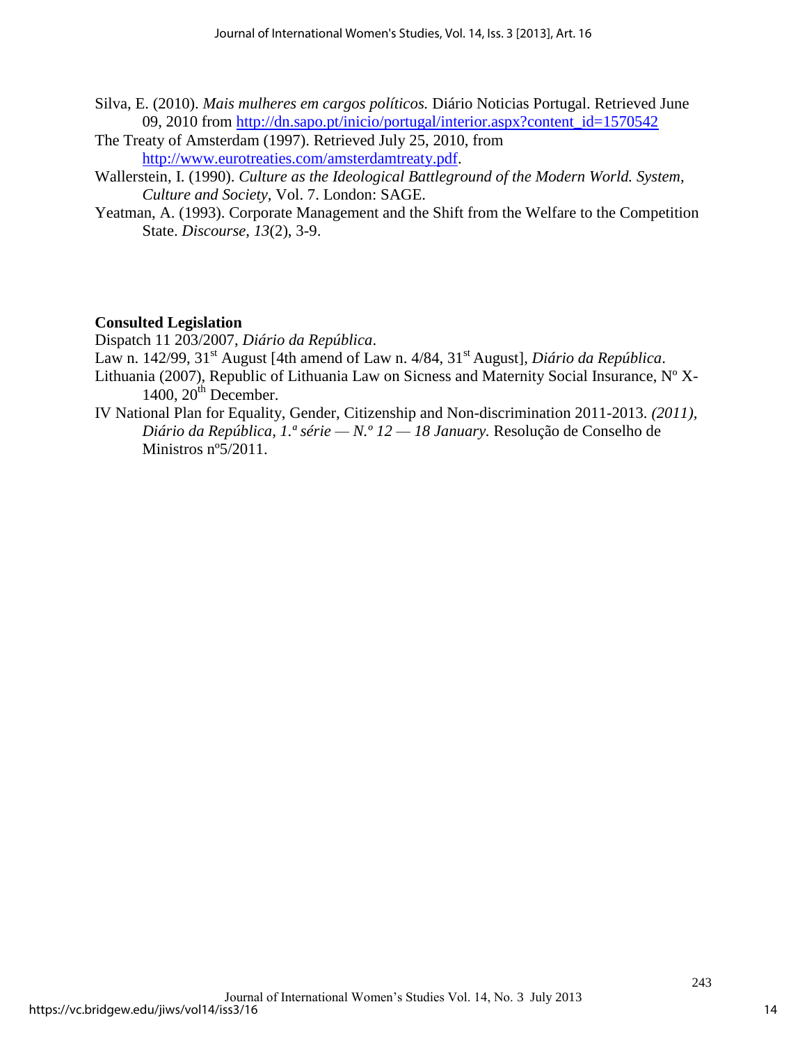Silva, E. (2010). *Mais mulheres em cargos políticos.* Diário Noticias Portugal. Retrieved June 09, 2010 from http://dn.sapo.pt/inicio/portugal/interior.aspx?content_id=1570542

The Treaty of Amsterdam (1997). Retrieved July 25, 2010, from http://www.eurotreaties.com/amsterdamtreaty.pdf.

Wallerstein, I. (1990). *Culture as the Ideological Battleground of the Modern World. System, Culture and Society*, Vol. 7. London: SAGE.

Yeatman, A. (1993). Corporate Management and the Shift from the Welfare to the Competition State. *Discourse*, *13*(2), 3-9.

**Consulted Legislation**

Dispatch 11 203/2007, *Diário da República*.

Law n. 142/99, 31st August [4th amend of Law n. 4/84, 31st August], *Diário da República*.

Lithuania (2007), Republic of Lithuania Law on Sicness and Maternity Social Insurance, Nº X-1400, 20th December.

IV National Plan for Equality, Gender, Citizenship and Non-discrimination 2011-2013. *(2011), Diário da República, 1.ª série — N.º 12 — 18 January.* Resolução de Conselho de Ministros nº5/2011.